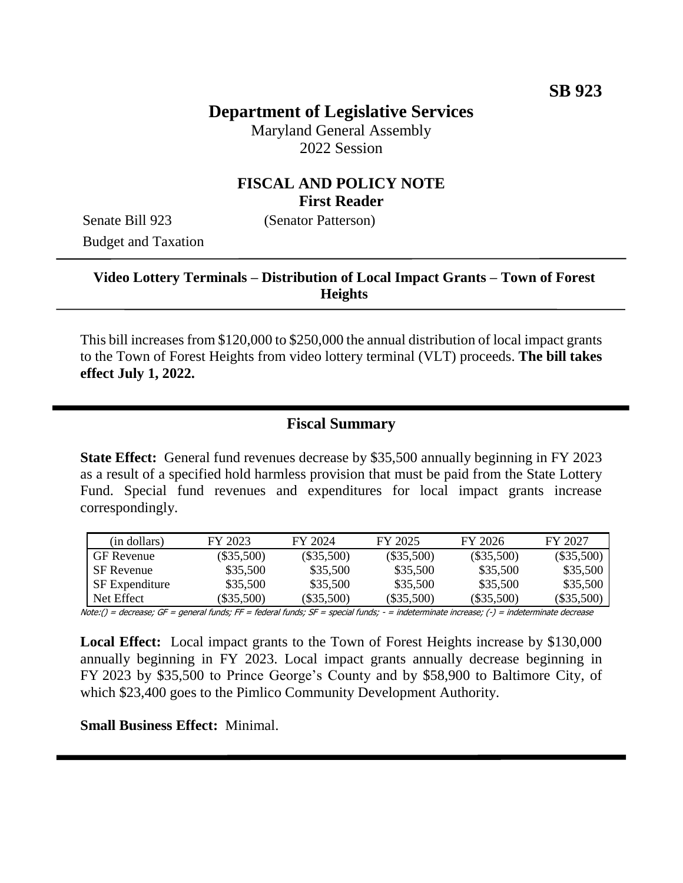**SB 923**

# Department of Legislative Services

Maryland General Assembly
2022 Session

## FISCAL AND POLICY NOTE
**First Reader**

Senate Bill 923 (Senator Patterson)
Budget and Taxation

---

**Video Lottery Terminals – Distribution of Local Impact Grants – Town of Forest Heights**

---

This bill increases from $120,000 to $250,000 the annual distribution of local impact grants to the Town of Forest Heights from video lottery terminal (VLT) proceeds. **The bill takes effect July 1, 2022.**

---

## Fiscal Summary

**State Effect:** General fund revenues decrease by $35,500 annually beginning in FY 2023 as a result of a specified hold harmless provision that must be paid from the State Lottery Fund. Special fund revenues and expenditures for local impact grants increase correspondingly.

| (in dollars) | FY 2023 | FY 2024 | FY 2025 | FY 2026 | FY 2027 |
|---|---|---|---|---|---|
| GF Revenue | ($35,500) | ($35,500) | ($35,500) | ($35,500) | ($35,500) |
| SF Revenue | $35,500 | $35,500 | $35,500 | $35,500 | $35,500 |
| SF Expenditure | $35,500 | $35,500 | $35,500 | $35,500 | $35,500 |
| Net Effect | ($35,500) | ($35,500) | ($35,500) | ($35,500) | ($35,500) |

*Note:() = decrease; GF = general funds; FF = federal funds; SF = special funds; - = indeterminate increase; (-) = indeterminate decrease*

**Local Effect:** Local impact grants to the Town of Forest Heights increase by $130,000 annually beginning in FY 2023. Local impact grants annually decrease beginning in FY 2023 by $35,500 to Prince George's County and by $58,900 to Baltimore City, of which $23,400 goes to the Pimlico Community Development Authority.

**Small Business Effect:** Minimal.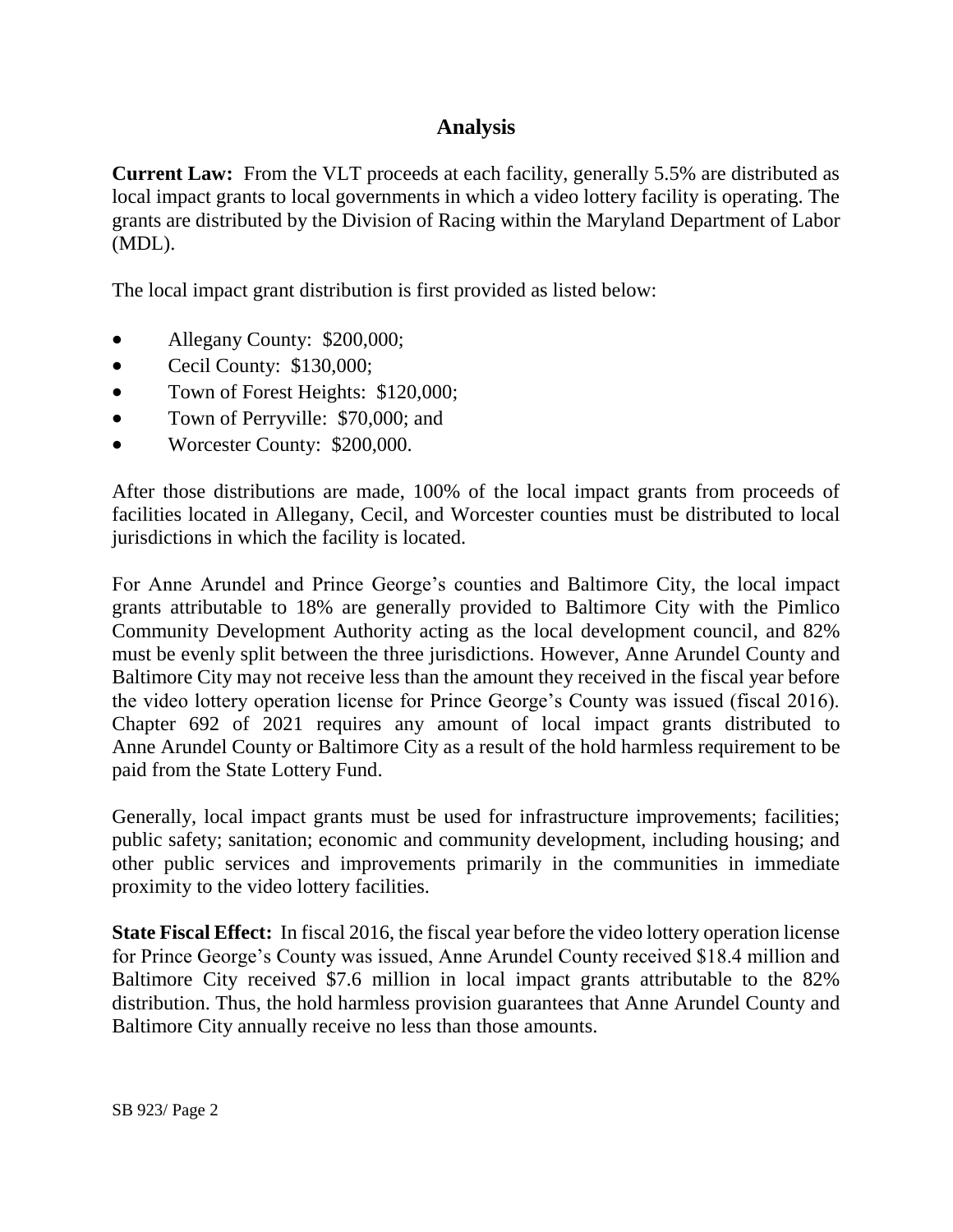## Analysis

**Current Law:** From the VLT proceeds at each facility, generally 5.5% are distributed as local impact grants to local governments in which a video lottery facility is operating. The grants are distributed by the Division of Racing within the Maryland Department of Labor (MDL).

The local impact grant distribution is first provided as listed below:

- Allegany County: $200,000;
- Cecil County: $130,000;
- Town of Forest Heights: $120,000;
- Town of Perryville: $70,000; and
- Worcester County: $200,000.

After those distributions are made, 100% of the local impact grants from proceeds of facilities located in Allegany, Cecil, and Worcester counties must be distributed to local jurisdictions in which the facility is located.

For Anne Arundel and Prince George's counties and Baltimore City, the local impact grants attributable to 18% are generally provided to Baltimore City with the Pimlico Community Development Authority acting as the local development council, and 82% must be evenly split between the three jurisdictions. However, Anne Arundel County and Baltimore City may not receive less than the amount they received in the fiscal year before the video lottery operation license for Prince George's County was issued (fiscal 2016). Chapter 692 of 2021 requires any amount of local impact grants distributed to Anne Arundel County or Baltimore City as a result of the hold harmless requirement to be paid from the State Lottery Fund.

Generally, local impact grants must be used for infrastructure improvements; facilities; public safety; sanitation; economic and community development, including housing; and other public services and improvements primarily in the communities in immediate proximity to the video lottery facilities.

**State Fiscal Effect:** In fiscal 2016, the fiscal year before the video lottery operation license for Prince George's County was issued, Anne Arundel County received $18.4 million and Baltimore City received $7.6 million in local impact grants attributable to the 82% distribution. Thus, the hold harmless provision guarantees that Anne Arundel County and Baltimore City annually receive no less than those amounts.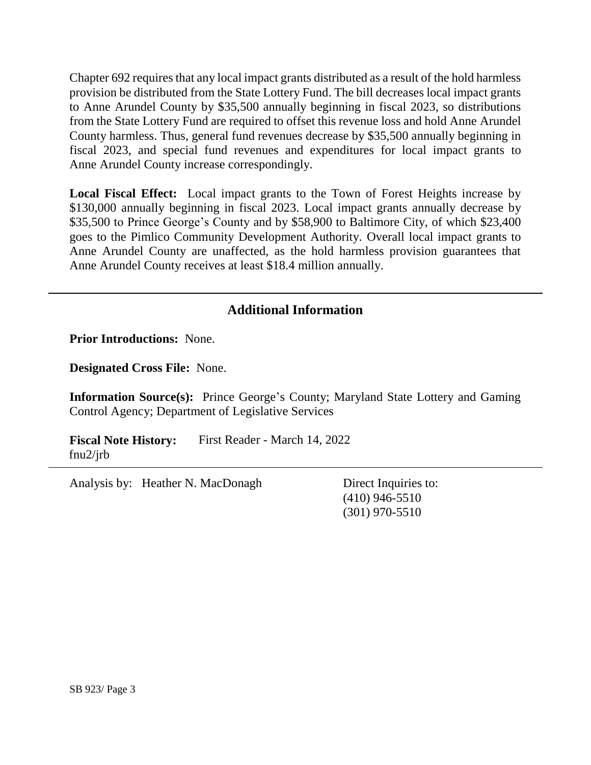Chapter 692 requires that any local impact grants distributed as a result of the hold harmless provision be distributed from the State Lottery Fund. The bill decreases local impact grants to Anne Arundel County by $35,500 annually beginning in fiscal 2023, so distributions from the State Lottery Fund are required to offset this revenue loss and hold Anne Arundel County harmless. Thus, general fund revenues decrease by $35,500 annually beginning in fiscal 2023, and special fund revenues and expenditures for local impact grants to Anne Arundel County increase correspondingly.

**Local Fiscal Effect:** Local impact grants to the Town of Forest Heights increase by $130,000 annually beginning in fiscal 2023. Local impact grants annually decrease by $35,500 to Prince George's County and by $58,900 to Baltimore City, of which $23,400 goes to the Pimlico Community Development Authority. Overall local impact grants to Anne Arundel County are unaffected, as the hold harmless provision guarantees that Anne Arundel County receives at least $18.4 million annually.

## Additional Information

**Prior Introductions:** None.

**Designated Cross File:** None.

**Information Source(s):** Prince George's County; Maryland State Lottery and Gaming Control Agency; Department of Legislative Services

**Fiscal Note History:** First Reader - March 14, 2022
fnu2/jrb

Analysis by: Heather N. MacDonagh

Direct Inquiries to:
(410) 946-5510
(301) 970-5510